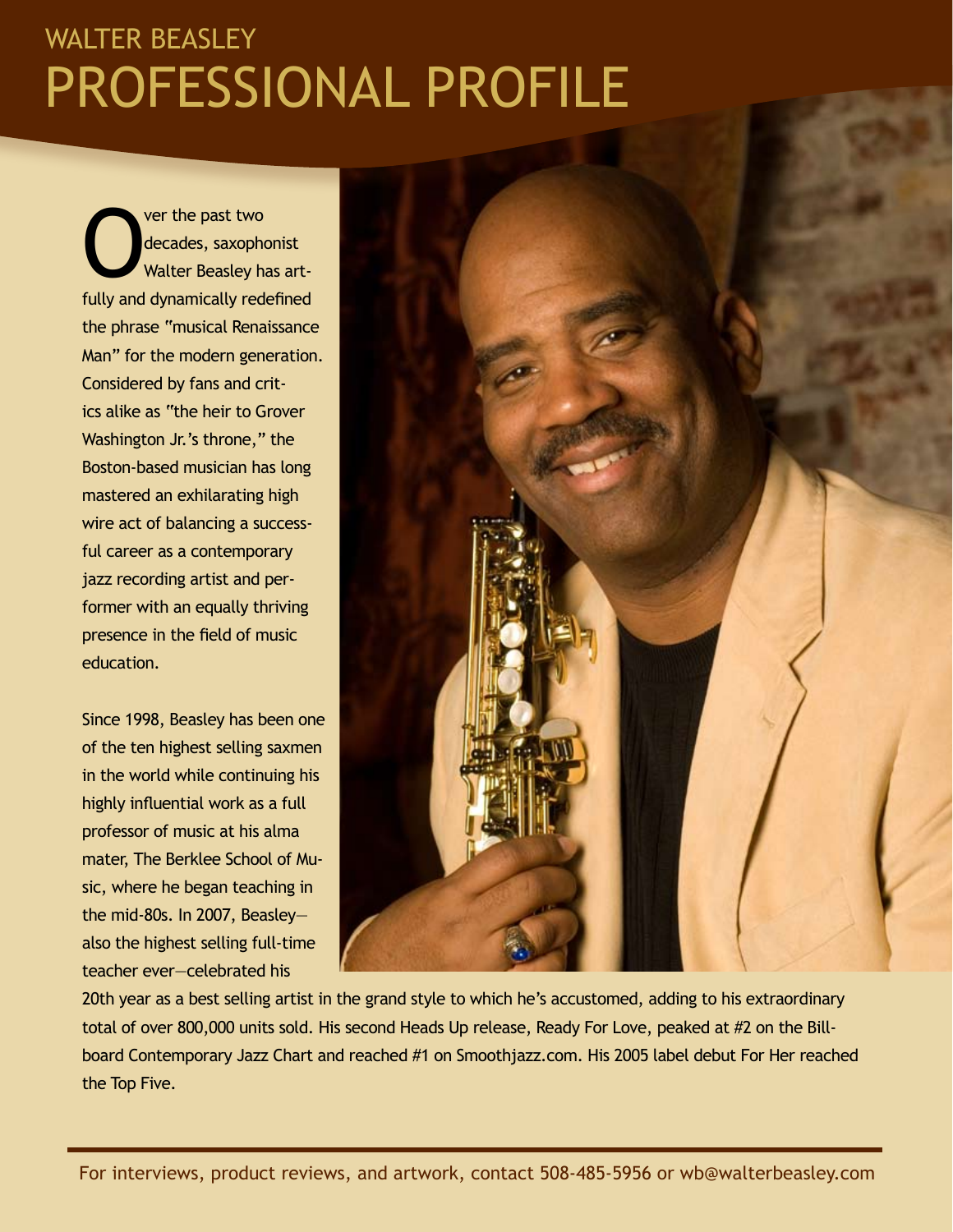# WALTER BEASLEY
# PROFESSIONAL PROFILE

Over the past two decades, saxophonist Walter Beasley has artfully and dynamically redefined the phrase "musical Renaissance Man" for the modern generation. Considered by fans and critics alike as "the heir to Grover Washington Jr.'s throne," the Boston-based musician has long mastered an exhilarating high wire act of balancing a successful career as a contemporary jazz recording artist and performer with an equally thriving presence in the field of music education.

Since 1998, Beasley has been one of the ten highest selling saxmen in the world while continuing his highly influential work as a full professor of music at his alma mater, The Berklee School of Music, where he began teaching in the mid-80s. In 2007, Beasley—also the highest selling full-time teacher ever—celebrated his 20th year as a best selling artist in the grand style to which he's accustomed, adding to his extraordinary total of over 800,000 units sold. His second Heads Up release, Ready For Love, peaked at #2 on the Billboard Contemporary Jazz Chart and reached #1 on Smoothjazz.com. His 2005 label debut For Her reached the Top Five.

For interviews, product reviews, and artwork, contact 508-485-5956 or wb@walterbeasley.com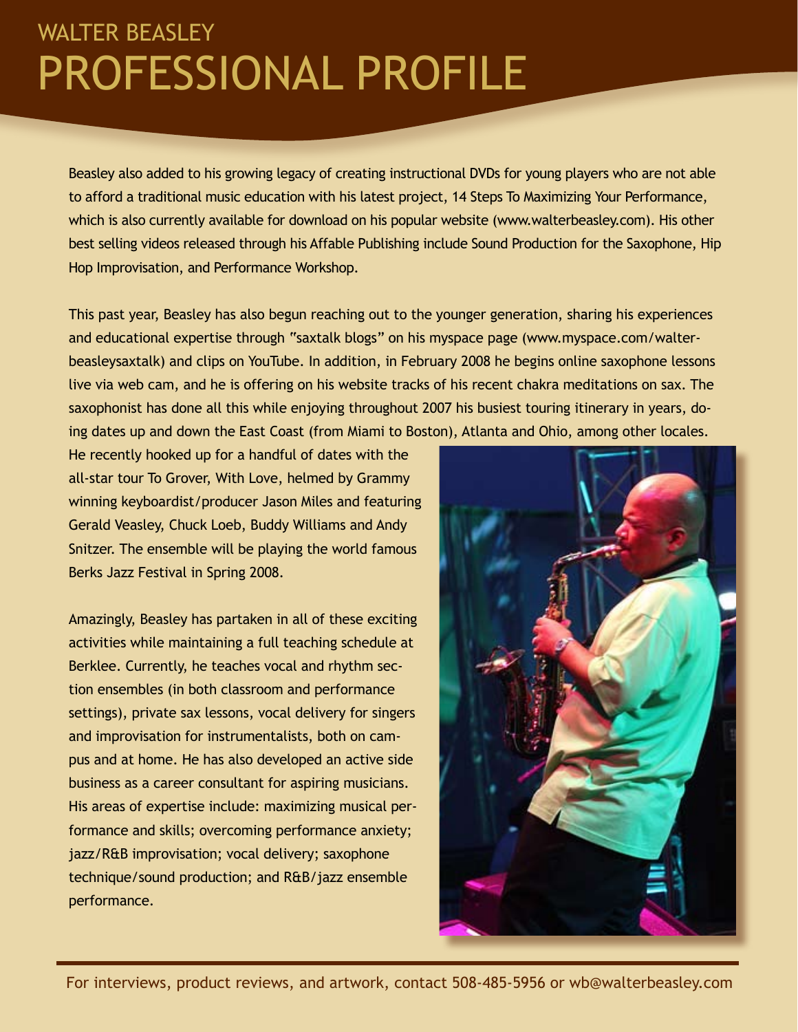# WALTER BEASLEY
# PROFESSIONAL PROFILE

Beasley also added to his growing legacy of creating instructional DVDs for young players who are not able to afford a traditional music education with his latest project, 14 Steps To Maximizing Your Performance, which is also currently available for download on his popular website (www.walterbeasley.com). His other best selling videos released through his Affable Publishing include Sound Production for the Saxophone, Hip Hop Improvisation, and Performance Workshop.

This past year, Beasley has also begun reaching out to the younger generation, sharing his experiences and educational expertise through "saxtalk blogs" on his myspace page (www.myspace.com/walter-beasleysaxtalk) and clips on YouTube. In addition, in February 2008 he begins online saxophone lessons live via web cam, and he is offering on his website tracks of his recent chakra meditations on sax. The saxophonist has done all this while enjoying throughout 2007 his busiest touring itinerary in years, doing dates up and down the East Coast (from Miami to Boston), Atlanta and Ohio, among other locales. He recently hooked up for a handful of dates with the all-star tour To Grover, With Love, helmed by Grammy winning keyboardist/producer Jason Miles and featuring Gerald Veasley, Chuck Loeb, Buddy Williams and Andy Snitzer. The ensemble will be playing the world famous Berks Jazz Festival in Spring 2008.

Amazingly, Beasley has partaken in all of these exciting activities while maintaining a full teaching schedule at Berklee. Currently, he teaches vocal and rhythm section ensembles (in both classroom and performance settings), private sax lessons, vocal delivery for singers and improvisation for instrumentalists, both on campus and at home. He has also developed an active side business as a career consultant for aspiring musicians. His areas of expertise include: maximizing musical performance and skills; overcoming performance anxiety; jazz/R&B improvisation; vocal delivery; saxophone technique/sound production; and R&B/jazz ensemble performance.

For interviews, product reviews, and artwork, contact 508-485-5956 or wb@walterbeasley.com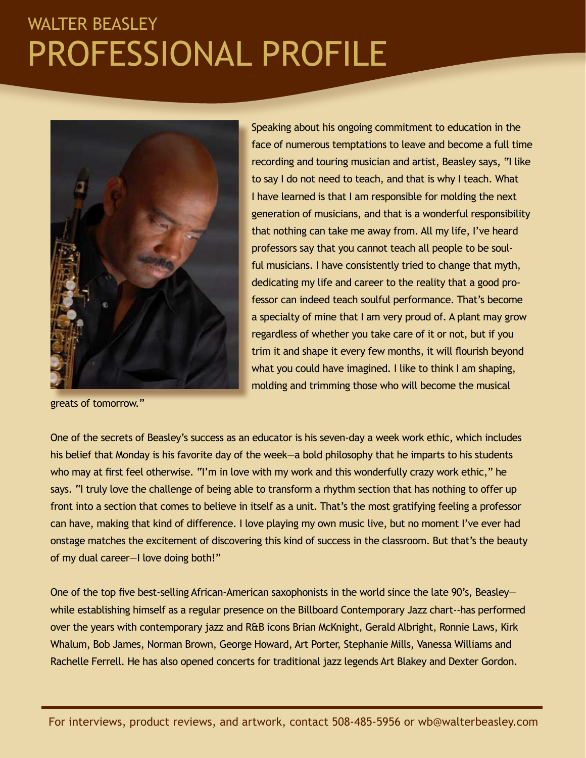# WALTER BEASLEY

# PROFESSIONAL PROFILE

Speaking about his ongoing commitment to education in the face of numerous temptations to leave and become a full time recording and touring musician and artist, Beasley says, "I like to say I do not need to teach, and that is why I teach. What I have learned is that I am responsible for molding the next generation of musicians, and that is a wonderful responsibility that nothing can take me away from. All my life, I've heard professors say that you cannot teach all people to be soulful musicians. I have consistently tried to change that myth, dedicating my life and career to the reality that a good professor can indeed teach soulful performance. That's become a specialty of mine that I am very proud of. A plant may grow regardless of whether you take care of it or not, but if you trim it and shape it every few months, it will flourish beyond what you could have imagined. I like to think I am shaping, molding and trimming those who will become the musical greats of tomorrow."

One of the secrets of Beasley's success as an educator is his seven-day a week work ethic, which includes his belief that Monday is his favorite day of the week—a bold philosophy that he imparts to his students who may at first feel otherwise. "I'm in love with my work and this wonderfully crazy work ethic," he says. "I truly love the challenge of being able to transform a rhythm section that has nothing to offer up front into a section that comes to believe in itself as a unit. That's the most gratifying feeling a professor can have, making that kind of difference. I love playing my own music live, but no moment I've ever had onstage matches the excitement of discovering this kind of success in the classroom. But that's the beauty of my dual career—I love doing both!"

One of the top five best-selling African-American saxophonists in the world since the late 90's, Beasley—while establishing himself as a regular presence on the Billboard Contemporary Jazz chart--has performed over the years with contemporary jazz and R&B icons Brian McKnight, Gerald Albright, Ronnie Laws, Kirk Whalum, Bob James, Norman Brown, George Howard, Art Porter, Stephanie Mills, Vanessa Williams and Rachelle Ferrell. He has also opened concerts for traditional jazz legends Art Blakey and Dexter Gordon.

For interviews, product reviews, and artwork, contact 508-485-5956 or wb@walterbeasley.com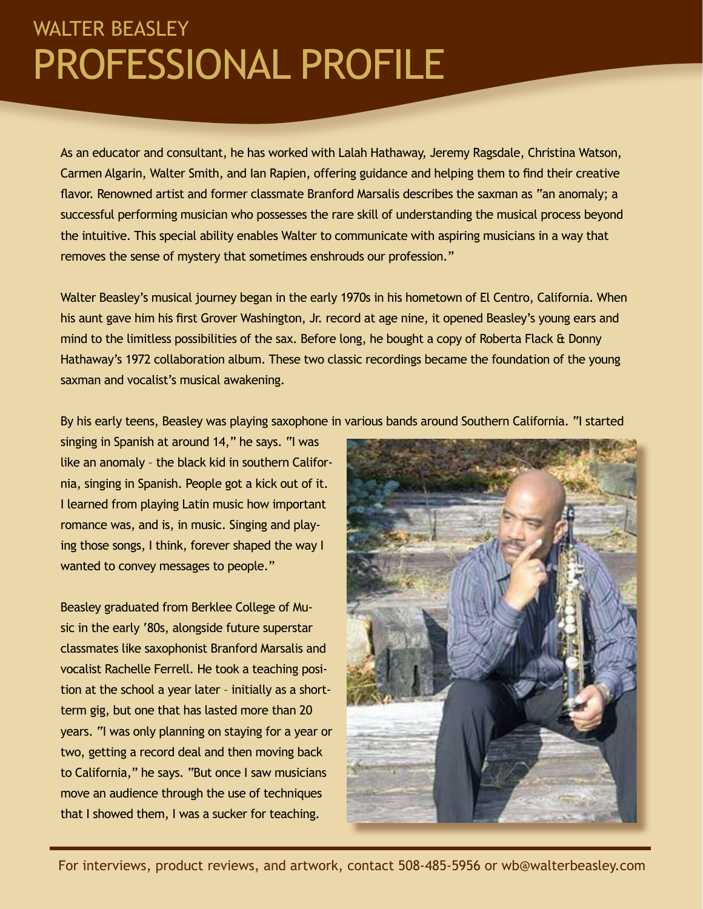# WALTER BEASLEY
# PROFESSIONAL PROFILE

As an educator and consultant, he has worked with Lalah Hathaway, Jeremy Ragsdale, Christina Watson, Carmen Algarin, Walter Smith, and Ian Rapien, offering guidance and helping them to find their creative flavor. Renowned artist and former classmate Branford Marsalis describes the saxman as "an anomaly; a successful performing musician who possesses the rare skill of understanding the musical process beyond the intuitive. This special ability enables Walter to communicate with aspiring musicians in a way that removes the sense of mystery that sometimes enshrouds our profession."

Walter Beasley's musical journey began in the early 1970s in his hometown of El Centro, California. When his aunt gave him his first Grover Washington, Jr. record at age nine, it opened Beasley's young ears and mind to the limitless possibilities of the sax. Before long, he bought a copy of Roberta Flack & Donny Hathaway's 1972 collaboration album. These two classic recordings became the foundation of the young saxman and vocalist's musical awakening.

By his early teens, Beasley was playing saxophone in various bands around Southern California. "I started singing in Spanish at around 14," he says. "I was like an anomaly – the black kid in southern California, singing in Spanish. People got a kick out of it. I learned from playing Latin music how important romance was, and is, in music. Singing and playing those songs, I think, forever shaped the way I wanted to convey messages to people."

Beasley graduated from Berklee College of Music in the early '80s, alongside future superstar classmates like saxophonist Branford Marsalis and vocalist Rachelle Ferrell. He took a teaching position at the school a year later – initially as a short-term gig, but one that has lasted more than 20 years. "I was only planning on staying for a year or two, getting a record deal and then moving back to California," he says. "But once I saw musicians move an audience through the use of techniques that I showed them, I was a sucker for teaching.

For interviews, product reviews, and artwork, contact 508-485-5956 or wb@walterbeasley.com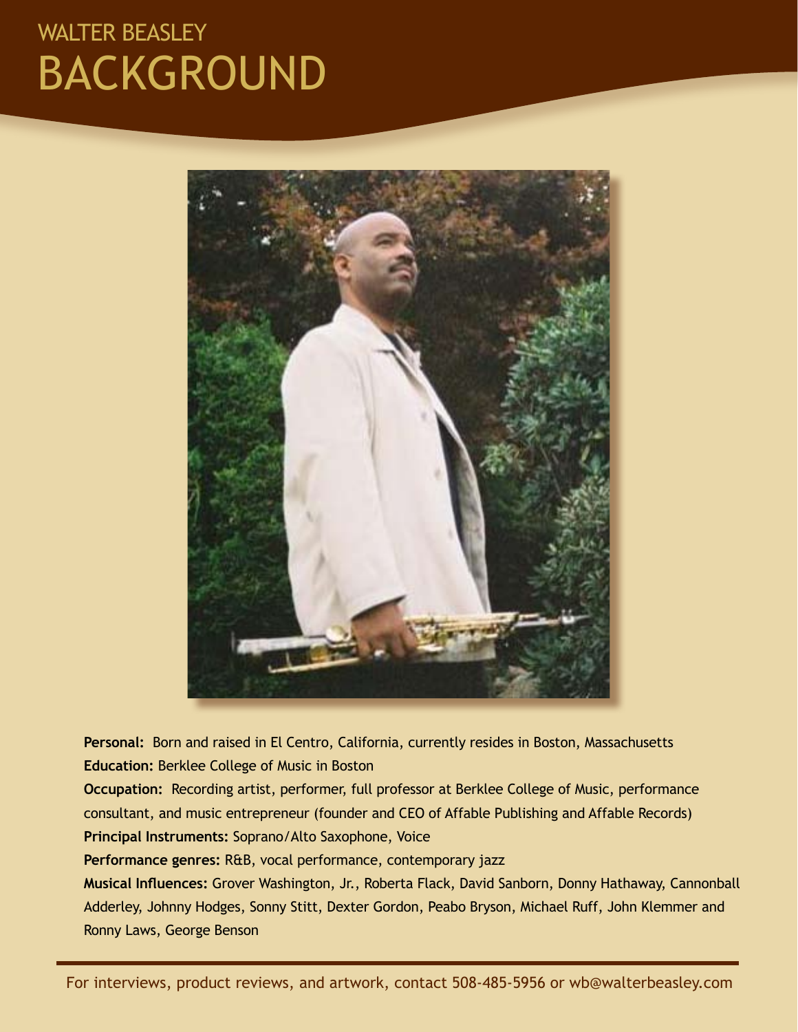# WALTER BEASLEY

# BACKGROUND

**Personal:** Born and raised in El Centro, California, currently resides in Boston, Massachusetts

**Education:** Berklee College of Music in Boston

**Occupation:** Recording artist, performer, full professor at Berklee College of Music, performance consultant, and music entrepreneur (founder and CEO of Affable Publishing and Affable Records)

**Principal Instruments:** Soprano/Alto Saxophone, Voice

**Performance genres:** R&B, vocal performance, contemporary jazz

**Musical Influences:** Grover Washington, Jr., Roberta Flack, David Sanborn, Donny Hathaway, Cannonball Adderley, Johnny Hodges, Sonny Stitt, Dexter Gordon, Peabo Bryson, Michael Ruff, John Klemmer and Ronny Laws, George Benson

For interviews, product reviews, and artwork, contact 508-485-5956 or wb@walterbeasley.com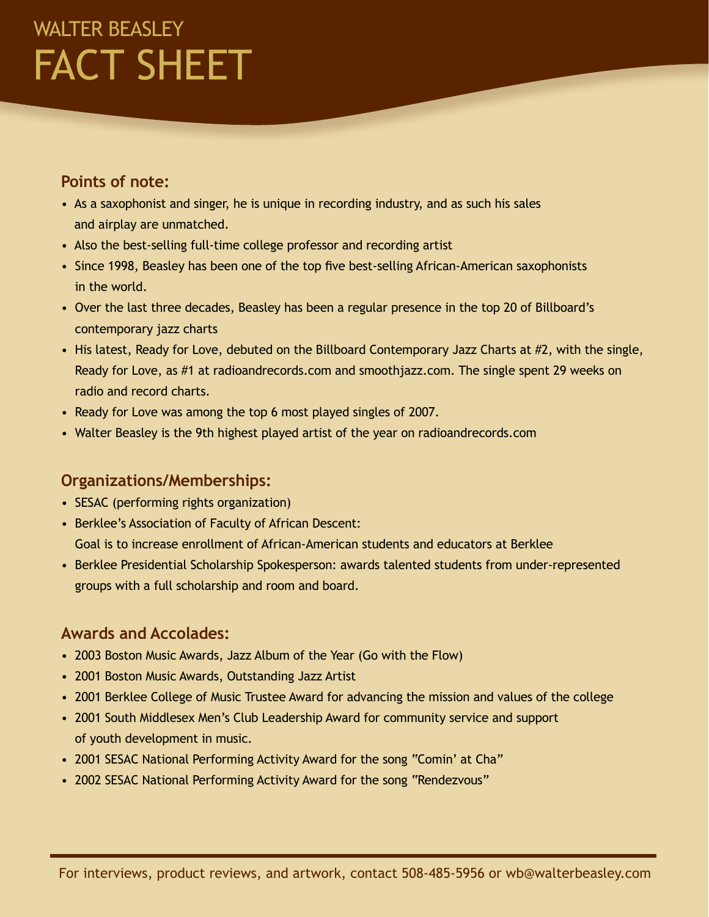# WALTER BEASLEY FACT SHEET

## Points of note:

- As a saxophonist and singer, he is unique in recording industry, and as such his sales and airplay are unmatched.
- Also the best-selling full-time college professor and recording artist
- Since 1998, Beasley has been one of the top five best-selling African-American saxophonists in the world.
- Over the last three decades, Beasley has been a regular presence in the top 20 of Billboard's contemporary jazz charts
- His latest, Ready for Love, debuted on the Billboard Contemporary Jazz Charts at #2, with the single, Ready for Love, as #1 at radioandrecords.com and smoothjazz.com. The single spent 29 weeks on radio and record charts.
- Ready for Love was among the top 6 most played singles of 2007.
- Walter Beasley is the 9th highest played artist of the year on radioandrecords.com

## Organizations/Memberships:

- SESAC (performing rights organization)
- Berklee's Association of Faculty of African Descent: Goal is to increase enrollment of African-American students and educators at Berklee
- Berklee Presidential Scholarship Spokesperson: awards talented students from under-represented groups with a full scholarship and room and board.

## Awards and Accolades:

- 2003 Boston Music Awards, Jazz Album of the Year (Go with the Flow)
- 2001 Boston Music Awards, Outstanding Jazz Artist
- 2001 Berklee College of Music Trustee Award for advancing the mission and values of the college
- 2001 South Middlesex Men's Club Leadership Award for community service and support of youth development in music.
- 2001 SESAC National Performing Activity Award for the song "Comin' at Cha"
- 2002 SESAC National Performing Activity Award for the song "Rendezvous"

For interviews, product reviews, and artwork, contact 508-485-5956 or wb@walterbeasley.com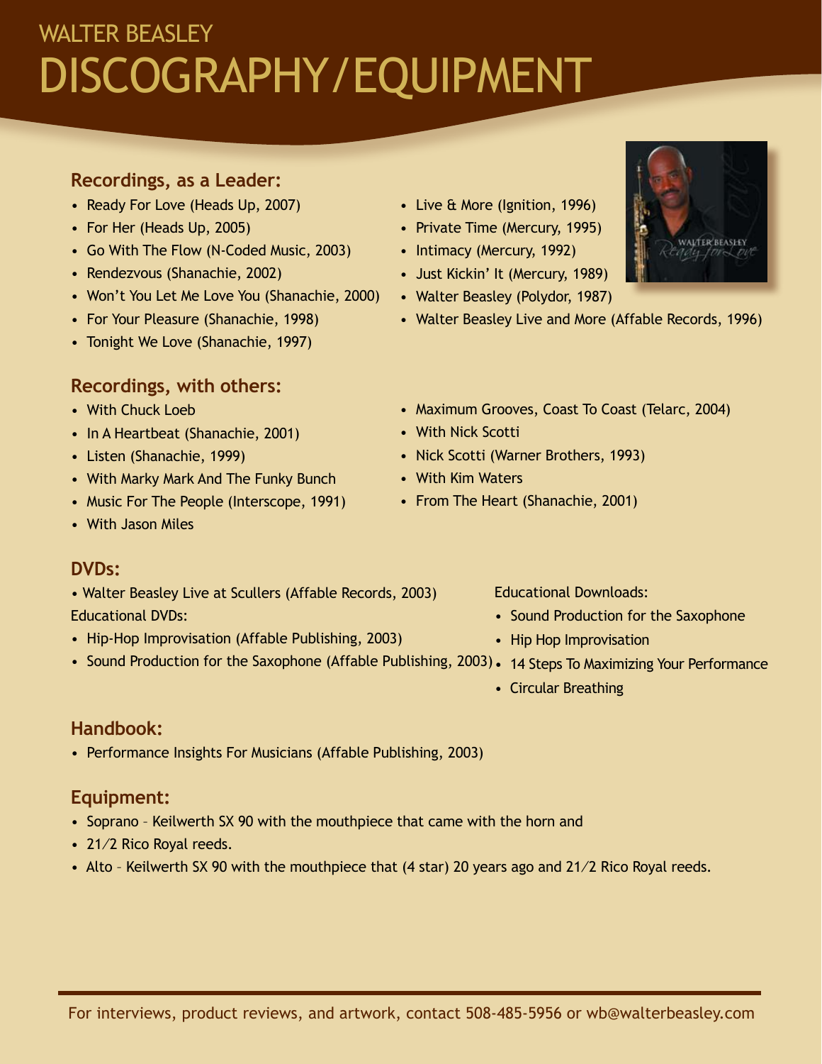WALTER BEASLEY

# DISCOGRAPHY/EQUIPMENT

## Recordings, as a Leader:

- Ready For Love (Heads Up, 2007)
- For Her (Heads Up, 2005)
- Go With The Flow (N-Coded Music, 2003)
- Rendezvous (Shanachie, 2002)
- Won't You Let Me Love You (Shanachie, 2000)
- For Your Pleasure (Shanachie, 1998)
- Tonight We Love (Shanachie, 1997)
- Live & More (Ignition, 1996)
- Private Time (Mercury, 1995)
- Intimacy (Mercury, 1992)
- Just Kickin' It (Mercury, 1989)
- Walter Beasley (Polydor, 1987)
- Walter Beasley Live and More (Affable Records, 1996)

## Recordings, with others:

- With Chuck Loeb
- In A Heartbeat (Shanachie, 2001)
- Listen (Shanachie, 1999)
- With Marky Mark And The Funky Bunch
- Music For The People (Interscope, 1991)
- With Jason Miles
- Maximum Grooves, Coast To Coast (Telarc, 2004)
- With Nick Scotti
- Nick Scotti (Warner Brothers, 1993)
- With Kim Waters
- From The Heart (Shanachie, 2001)

## DVDs:

- Walter Beasley Live at Scullers (Affable Records, 2003)

Educational DVDs:

- Hip-Hop Improvisation (Affable Publishing, 2003)
- Sound Production for the Saxophone (Affable Publishing, 2003)

Educational Downloads:

- Sound Production for the Saxophone
- Hip Hop Improvisation
- 14 Steps To Maximizing Your Performance
- Circular Breathing

## Handbook:

- Performance Insights For Musicians (Affable Publishing, 2003)

## Equipment:

- Soprano – Keilworth SX 90 with the mouthpiece that came with the horn and
- 21/2 Rico Royal reeds.
- Alto – Keilwerth SX 90 with the mouthpiece that (4 star) 20 years ago and 21/2 Rico Royal reeds.

For interviews, product reviews, and artwork, contact 508-485-5956 or wb@walterbeasley.com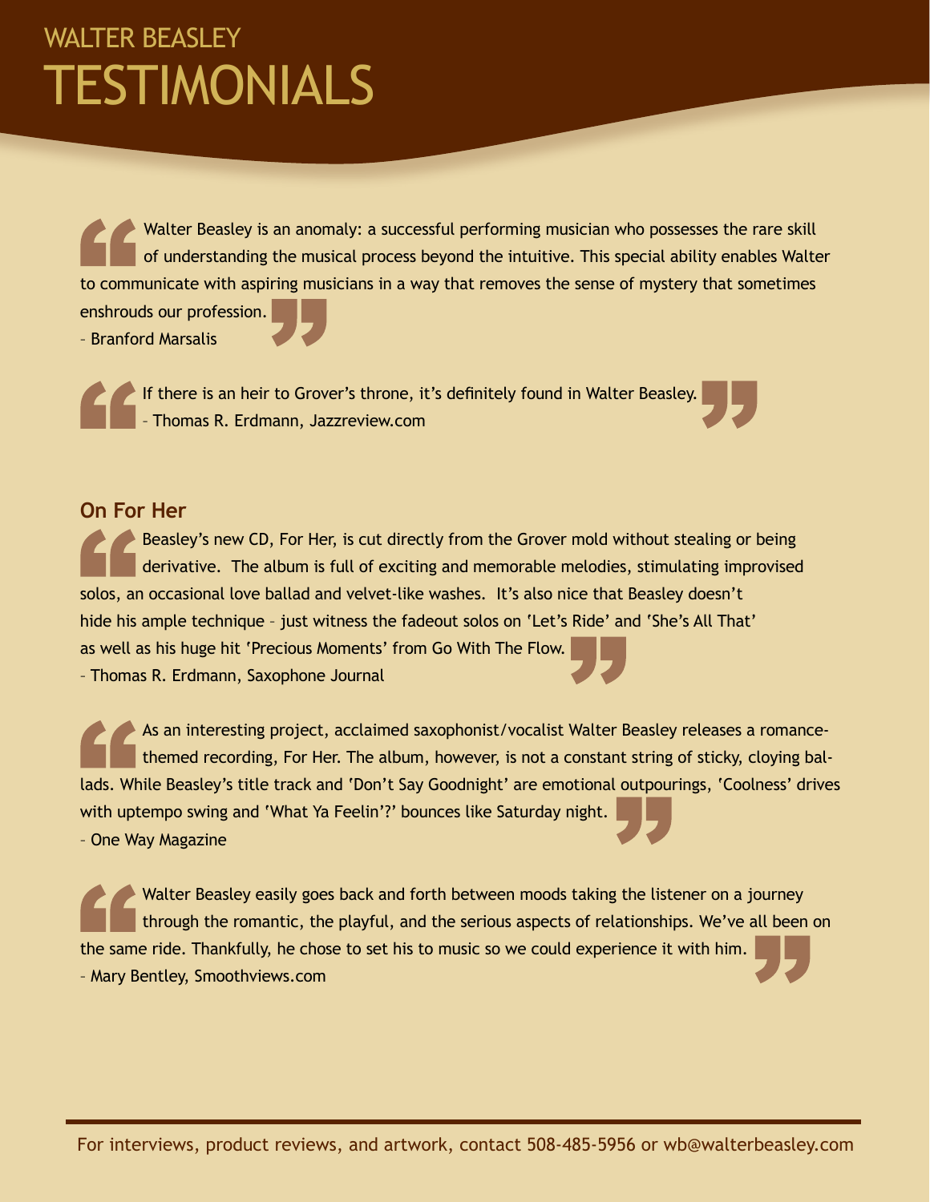# WALTER BEASLEY TESTIMONIALS

> Walter Beasley is an anomaly: a successful performing musician who possesses the rare skill of understanding the musical process beyond the intuitive. This special ability enables Walter to communicate with aspiring musicians in a way that removes the sense of mystery that sometimes enshrouds our profession.
>
> – Branford Marsalis

> If there is an heir to Grover's throne, it's definitely found in Walter Beasley.
>
> – Thomas R. Erdmann, Jazzreview.com

## On For Her

> Beasley's new CD, For Her, is cut directly from the Grover mold without stealing or being derivative. The album is full of exciting and memorable melodies, stimulating improvised solos, an occasional love ballad and velvet-like washes. It's also nice that Beasley doesn't hide his ample technique – just witness the fadeout solos on 'Let's Ride' and 'She's All That' as well as his huge hit 'Precious Moments' from Go With The Flow.
>
> – Thomas R. Erdmann, Saxophone Journal

> As an interesting project, acclaimed saxophonist/vocalist Walter Beasley releases a romance-themed recording, For Her. The album, however, is not a constant string of sticky, cloying ballads. While Beasley's title track and 'Don't Say Goodnight' are emotional outpourings, 'Coolness' drives with uptempo swing and 'What Ya Feelin'?' bounces like Saturday night.
>
> – One Way Magazine

> Walter Beasley easily goes back and forth between moods taking the listener on a journey through the romantic, the playful, and the serious aspects of relationships. We've all been on the same ride. Thankfully, he chose to set his to music so we could experience it with him.
>
> – Mary Bentley, Smoothviews.com

For interviews, product reviews, and artwork, contact 508-485-5956 or wb@walterbeasley.com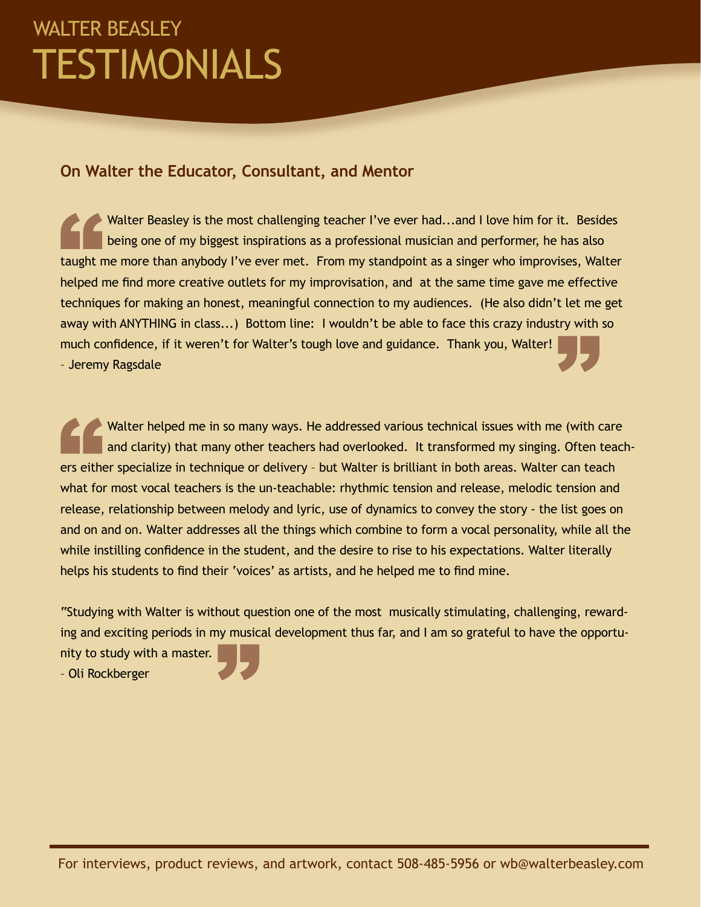# WALTER BEASLEY TESTIMONIALS

## On Walter the Educator, Consultant, and Mentor

"Walter Beasley is the most challenging teacher I've ever had...and I love him for it. Besides being one of my biggest inspirations as a professional musician and performer, he has also taught me more than anybody I've ever met. From my standpoint as a singer who improvises, Walter helped me find more creative outlets for my improvisation, and at the same time gave me effective techniques for making an honest, meaningful connection to my audiences. (He also didn't let me get away with ANYTHING in class...) Bottom line: I wouldn't be able to face this crazy industry with so much confidence, if it weren't for Walter's tough love and guidance. Thank you, Walter!"

– Jeremy Ragsdale

"Walter helped me in so many ways. He addressed various technical issues with me (with care and clarity) that many other teachers had overlooked. It transformed my singing. Often teachers either specialize in technique or delivery – but Walter is brilliant in both areas. Walter can teach what for most vocal teachers is the un-teachable: rhythmic tension and release, melodic tension and release, relationship between melody and lyric, use of dynamics to convey the story - the list goes on and on and on. Walter addresses all the things which combine to form a vocal personality, while all the while instilling confidence in the student, and the desire to rise to his expectations. Walter literally helps his students to find their 'voices' as artists, and he helped me to find mine.

"Studying with Walter is without question one of the most musically stimulating, challenging, rewarding and exciting periods in my musical development thus far, and I am so grateful to have the opportunity to study with a master."

– Oli Rockberger

For interviews, product reviews, and artwork, contact 508-485-5956 or wb@walterbeasley.com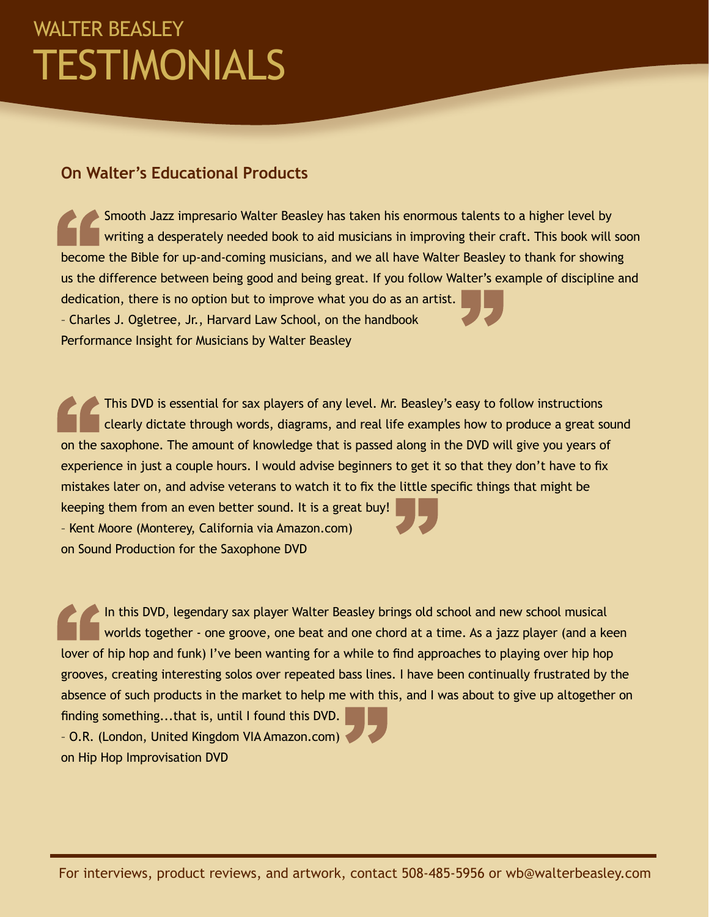# WALTER BEASLEY TESTIMONIALS

## On Walter's Educational Products

Smooth Jazz impresario Walter Beasley has taken his enormous talents to a higher level by writing a desperately needed book to aid musicians in improving their craft. This book will soon become the Bible for up-and-coming musicians, and we all have Walter Beasley to thank for showing us the difference between being good and being great. If you follow Walter's example of discipline and dedication, there is no option but to improve what you do as an artist.

– Charles J. Ogletree, Jr., Harvard Law School, on the handbook Performance Insight for Musicians by Walter Beasley

This DVD is essential for sax players of any level. Mr. Beasley's easy to follow instructions clearly dictate through words, diagrams, and real life examples how to produce a great sound on the saxophone. The amount of knowledge that is passed along in the DVD will give you years of experience in just a couple hours. I would advise beginners to get it so that they don't have to fix mistakes later on, and advise veterans to watch it to fix the little specific things that might be keeping them from an even better sound. It is a great buy!

– Kent Moore (Monterey, California via Amazon.com) on Sound Production for the Saxophone DVD

In this DVD, legendary sax player Walter Beasley brings old school and new school musical worlds together - one groove, one beat and one chord at a time. As a jazz player (and a keen lover of hip hop and funk) I've been wanting for a while to find approaches to playing over hip hop grooves, creating interesting solos over repeated bass lines. I have been continually frustrated by the absence of such products in the market to help me with this, and I was about to give up altogether on finding something...that is, until I found this DVD.

– O.R. (London, United Kingdom VIA Amazon.com) on Hip Hop Improvisation DVD

For interviews, product reviews, and artwork, contact 508-485-5956 or wb@walterbeasley.com